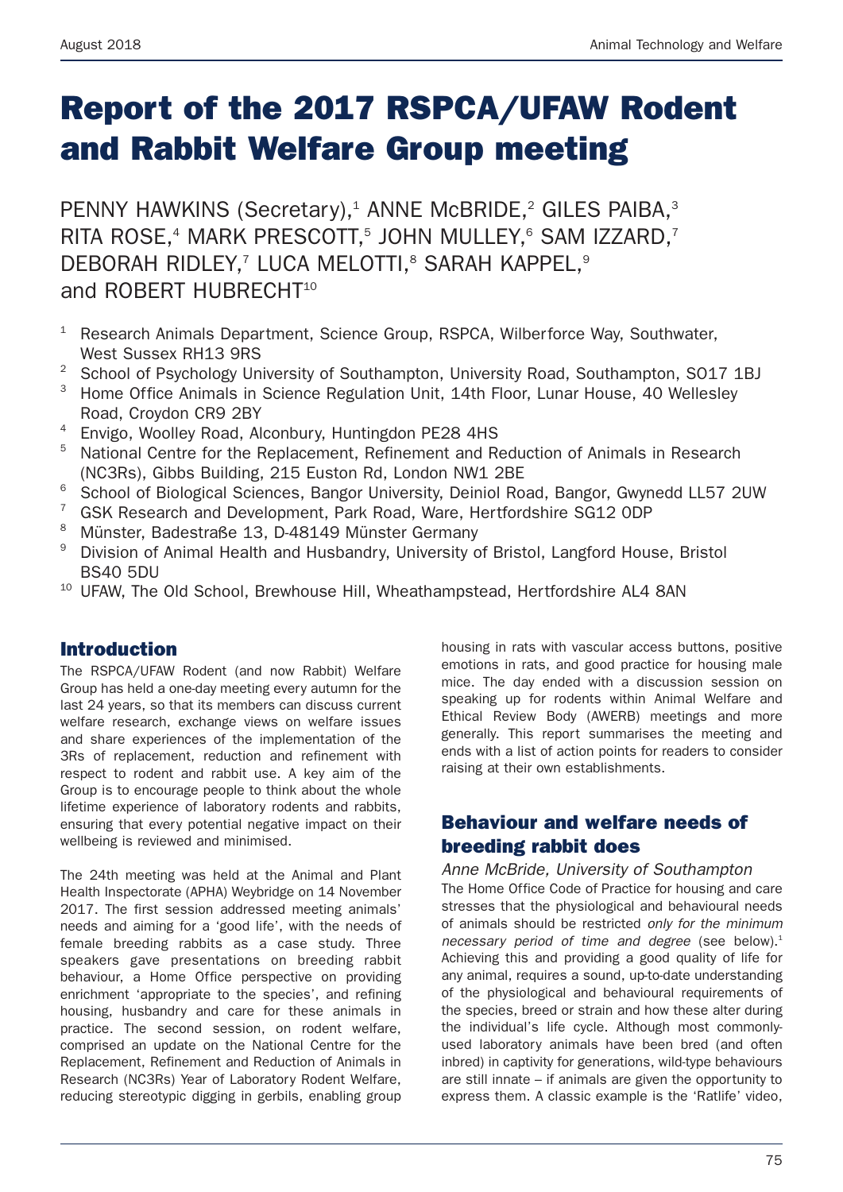# Report of the 2017 RSPCA/UFAW Rodent and Rabbit Welfare Group meeting

PENNY HAWKINS (Secretary),[1] ANNE McBRIDE,[2] GILES PAIBA,[3] RITA ROSE,[4] MARK PRESCOTT,[5] JOHN MULLEY,[6] SAM IZZARD,[7] DEBORAH RIDLEY,[7] LUCA MELOTTI,[8] SARAH KAPPEL,[9] and ROBERT HUBRECHT[10]

[1] Research Animals Department, Science Group, RSPCA, Wilberforce Way, Southwater, West Sussex RH13 9RS
[2] School of Psychology University of Southampton, University Road, Southampton, SO17 1BJ
[3] Home Office Animals in Science Regulation Unit, 14th Floor, Lunar House, 40 Wellesley Road, Croydon CR9 2BY
[4] Envigo, Woolley Road, Alconbury, Huntingdon PE28 4HS
[5] National Centre for the Replacement, Refinement and Reduction of Animals in Research (NC3Rs), Gibbs Building, 215 Euston Rd, London NW1 2BE
[6] School of Biological Sciences, Bangor University, Deiniol Road, Bangor, Gwynedd LL57 2UW
[7] GSK Research and Development, Park Road, Ware, Hertfordshire SG12 0DP
[8] Münster, Badestraße 13, D-48149 Münster Germany
[9] Division of Animal Health and Husbandry, University of Bristol, Langford House, Bristol BS40 5DU
[10] UFAW, The Old School, Brewhouse Hill, Wheathampstead, Hertfordshire AL4 8AN

## Introduction

The RSPCA/UFAW Rodent (and now Rabbit) Welfare Group has held a one-day meeting every autumn for the last 24 years, so that its members can discuss current welfare research, exchange views on welfare issues and share experiences of the implementation of the 3Rs of replacement, reduction and refinement with respect to rodent and rabbit use. A key aim of the Group is to encourage people to think about the whole lifetime experience of laboratory rodents and rabbits, ensuring that every potential negative impact on their wellbeing is reviewed and minimised.

The 24th meeting was held at the Animal and Plant Health Inspectorate (APHA) Weybridge on 14 November 2017. The first session addressed meeting animals' needs and aiming for a 'good life', with the needs of female breeding rabbits as a case study. Three speakers gave presentations on breeding rabbit behaviour, a Home Office perspective on providing enrichment 'appropriate to the species', and refining housing, husbandry and care for these animals in practice. The second session, on rodent welfare, comprised an update on the National Centre for the Replacement, Refinement and Reduction of Animals in Research (NC3Rs) Year of Laboratory Rodent Welfare, reducing stereotypic digging in gerbils, enabling group housing in rats with vascular access buttons, positive emotions in rats, and good practice for housing male mice. The day ended with a discussion session on speaking up for rodents within Animal Welfare and Ethical Review Body (AWERB) meetings and more generally. This report summarises the meeting and ends with a list of action points for readers to consider raising at their own establishments.

## Behaviour and welfare needs of breeding rabbit does

*Anne McBride, University of Southampton*

The Home Office Code of Practice for housing and care stresses that the physiological and behavioural needs of animals should be restricted *only for the minimum necessary period of time and degree* (see below).[1] Achieving this and providing a good quality of life for any animal, requires a sound, up-to-date understanding of the physiological and behavioural requirements of the species, breed or strain and how these alter during the individual's life cycle. Although most commonly-used laboratory animals have been bred (and often inbred) in captivity for generations, wild-type behaviours are still innate – if animals are given the opportunity to express them. A classic example is the 'Ratlife' video,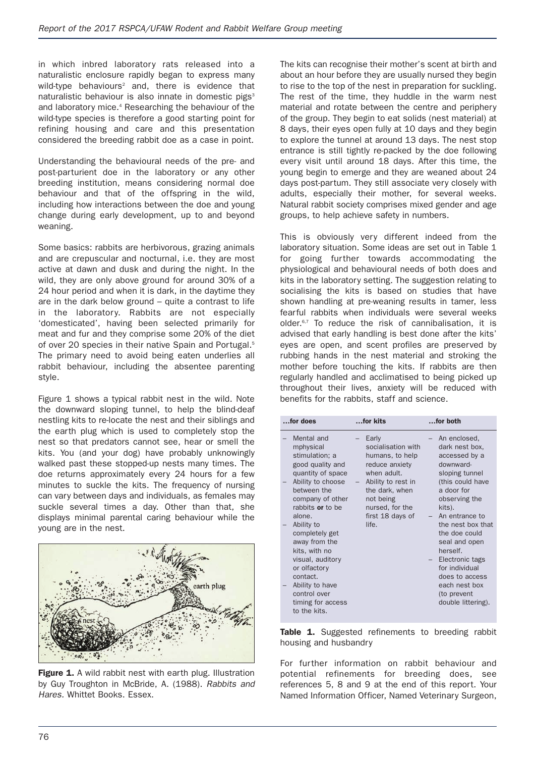in which inbred laboratory rats released into a naturalistic enclosure rapidly began to express many wild-type behaviours[2] and, there is evidence that naturalistic behaviour is also innate in domestic pigs[3] and laboratory mice.[4] Researching the behaviour of the wild-type species is therefore a good starting point for refining housing and care and this presentation considered the breeding rabbit doe as a case in point.

Understanding the behavioural needs of the pre- and post-parturient doe in the laboratory or any other breeding institution, means considering normal doe behaviour and that of the offspring in the wild, including how interactions between the doe and young change during early development, up to and beyond weaning.

Some basics: rabbits are herbivorous, grazing animals and are crepuscular and nocturnal, i.e. they are most active at dawn and dusk and during the night. In the wild, they are only above ground for around 30% of a 24 hour period and when it is dark, in the daytime they are in the dark below ground – quite a contrast to life in the laboratory. Rabbits are not especially 'domesticated', having been selected primarily for meat and fur and they comprise some 20% of the diet of over 20 species in their native Spain and Portugal.[5] The primary need to avoid being eaten underlies all rabbit behaviour, including the absentee parenting style.

Figure 1 shows a typical rabbit nest in the wild. Note the downward sloping tunnel, to help the blind-deaf nestling kits to re-locate the nest and their siblings and the earth plug which is used to completely stop the nest so that predators cannot see, hear or smell the kits. You (and your dog) have probably unknowingly walked past these stopped-up nests many times. The doe returns approximately every 24 hours for a few minutes to suckle the kits. The frequency of nursing can vary between days and individuals, as females may suckle several times a day. Other than that, she displays minimal parental caring behaviour while the young are in the nest.

**Figure 1.** A wild rabbit nest with earth plug. Illustration by Guy Troughton in McBride, A. (1988). *Rabbits and Hares.* Whittet Books. Essex.

The kits can recognise their mother's scent at birth and about an hour before they are usually nursed they begin to rise to the top of the nest in preparation for suckling. The rest of the time, they huddle in the warm nest material and rotate between the centre and periphery of the group. They begin to eat solids (nest material) at 8 days, their eyes open fully at 10 days and they begin to explore the tunnel at around 13 days. The nest stop entrance is still tightly re-packed by the doe following every visit until around 18 days. After this time, the young begin to emerge and they are weaned about 24 days post-partum. They still associate very closely with adults, especially their mother, for several weeks. Natural rabbit society comprises mixed gender and age groups, to help achieve safety in numbers.

This is obviously very different indeed from the laboratory situation. Some ideas are set out in Table 1 for going further towards accommodating the physiological and behavioural needs of both does and kits in the laboratory setting. The suggestion relating to socialising the kits is based on studies that have shown handling at pre-weaning results in tamer, less fearful rabbits when individuals were several weeks older.[6,7] To reduce the risk of cannibalisation, it is advised that early handling is best done after the kits' eyes are open, and scent profiles are preserved by rubbing hands in the nest material and stroking the mother before touching the kits. If rabbits are then regularly handled and acclimatised to being picked up throughout their lives, anxiety will be reduced with benefits for the rabbits, staff and science.

| …for does | …for kits | …for both |
| --- | --- | --- |
| – Mental and mphysical stimulation; a good quality and quantity of space<br>– Ability to choose between the company of other rabbits **or** to be alone.<br>– Ability to completely get away from the kits, with no visual, auditory or olfactory contact.<br>– Ability to have control over timing for access to the kits. | – Early socialisation with humans, to help reduce anxiety when adult.<br>– Ability to rest in the dark, when not being nursed, for the first 18 days of life. | – An enclosed, dark nest box, accessed by a downward-sloping tunnel (this could have a door for observing the kits).<br>– An entrance to the nest box that the doe could seal and open herself.<br>– Electronic tags for individual does to access each nest box (to prevent double littering). |

**Table 1.** Suggested refinements to breeding rabbit housing and husbandry

For further information on rabbit behaviour and potential refinements for breeding does, see references 5, 8 and 9 at the end of this report. Your Named Information Officer, Named Veterinary Surgeon,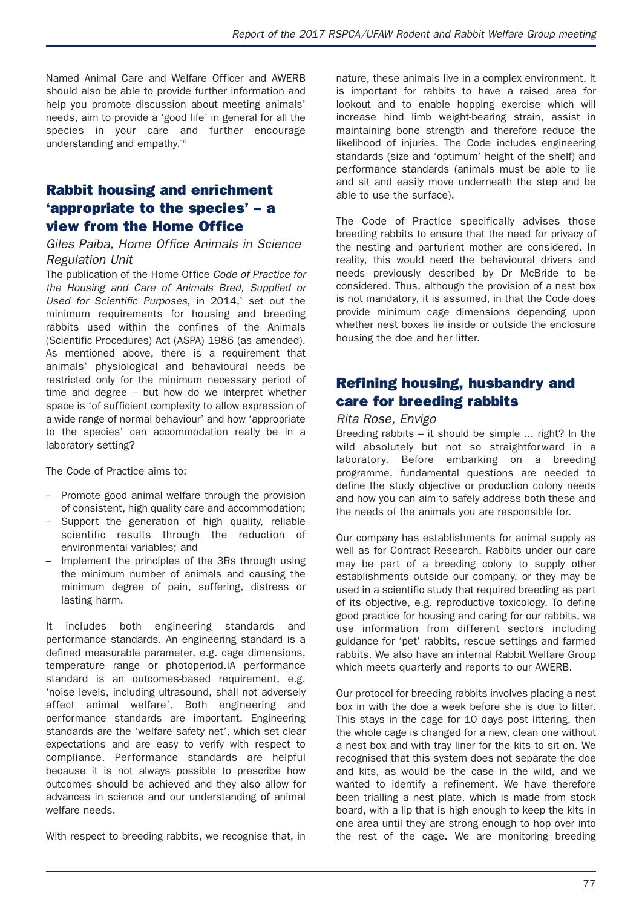Named Animal Care and Welfare Officer and AWERB should also be able to provide further information and help you promote discussion about meeting animals' needs, aim to provide a 'good life' in general for all the species in your care and further encourage understanding and empathy.[10]

## Rabbit housing and enrichment 'appropriate to the species' – a view from the Home Office

*Giles Paiba, Home Office Animals in Science Regulation Unit*

The publication of the Home Office *Code of Practice for the Housing and Care of Animals Bred, Supplied or Used for Scientific Purposes*, in 2014,[1] set out the minimum requirements for housing and breeding rabbits used within the confines of the Animals (Scientific Procedures) Act (ASPA) 1986 (as amended). As mentioned above, there is a requirement that animals' physiological and behavioural needs be restricted only for the minimum necessary period of time and degree – but how do we interpret whether space is 'of sufficient complexity to allow expression of a wide range of normal behaviour' and how 'appropriate to the species' can accommodation really be in a laboratory setting?

The Code of Practice aims to:

- Promote good animal welfare through the provision of consistent, high quality care and accommodation;
- Support the generation of high quality, reliable scientific results through the reduction of environmental variables; and
- Implement the principles of the 3Rs through using the minimum number of animals and causing the minimum degree of pain, suffering, distress or lasting harm.

It includes both engineering standards and performance standards. An engineering standard is a defined measurable parameter, e.g. cage dimensions, temperature range or photoperiod.iA performance standard is an outcomes-based requirement, e.g. 'noise levels, including ultrasound, shall not adversely affect animal welfare'. Both engineering and performance standards are important. Engineering standards are the 'welfare safety net', which set clear expectations and are easy to verify with respect to compliance. Performance standards are helpful because it is not always possible to prescribe how outcomes should be achieved and they also allow for advances in science and our understanding of animal welfare needs.

With respect to breeding rabbits, we recognise that, in nature, these animals live in a complex environment. It is important for rabbits to have a raised area for lookout and to enable hopping exercise which will increase hind limb weight-bearing strain, assist in maintaining bone strength and therefore reduce the likelihood of injuries. The Code includes engineering standards (size and 'optimum' height of the shelf) and performance standards (animals must be able to lie and sit and easily move underneath the step and be able to use the surface).

The Code of Practice specifically advises those breeding rabbits to ensure that the need for privacy of the nesting and parturient mother are considered. In reality, this would need the behavioural drivers and needs previously described by Dr McBride to be considered. Thus, although the provision of a nest box is not mandatory, it is assumed, in that the Code does provide minimum cage dimensions depending upon whether nest boxes lie inside or outside the enclosure housing the doe and her litter.

## Refining housing, husbandry and care for breeding rabbits

*Rita Rose, Envigo*

Breeding rabbits – it should be simple ... right? In the wild absolutely but not so straightforward in a laboratory. Before embarking on a breeding programme, fundamental questions are needed to define the study objective or production colony needs and how you can aim to safely address both these and the needs of the animals you are responsible for.

Our company has establishments for animal supply as well as for Contract Research. Rabbits under our care may be part of a breeding colony to supply other establishments outside our company, or they may be used in a scientific study that required breeding as part of its objective, e.g. reproductive toxicology. To define good practice for housing and caring for our rabbits, we use information from different sectors including guidance for 'pet' rabbits, rescue settings and farmed rabbits. We also have an internal Rabbit Welfare Group which meets quarterly and reports to our AWERB.

Our protocol for breeding rabbits involves placing a nest box in with the doe a week before she is due to litter. This stays in the cage for 10 days post littering, then the whole cage is changed for a new, clean one without a nest box and with tray liner for the kits to sit on. We recognised that this system does not separate the doe and kits, as would be the case in the wild, and we wanted to identify a refinement. We have therefore been trialling a nest plate, which is made from stock board, with a lip that is high enough to keep the kits in one area until they are strong enough to hop over into the rest of the cage. We are monitoring breeding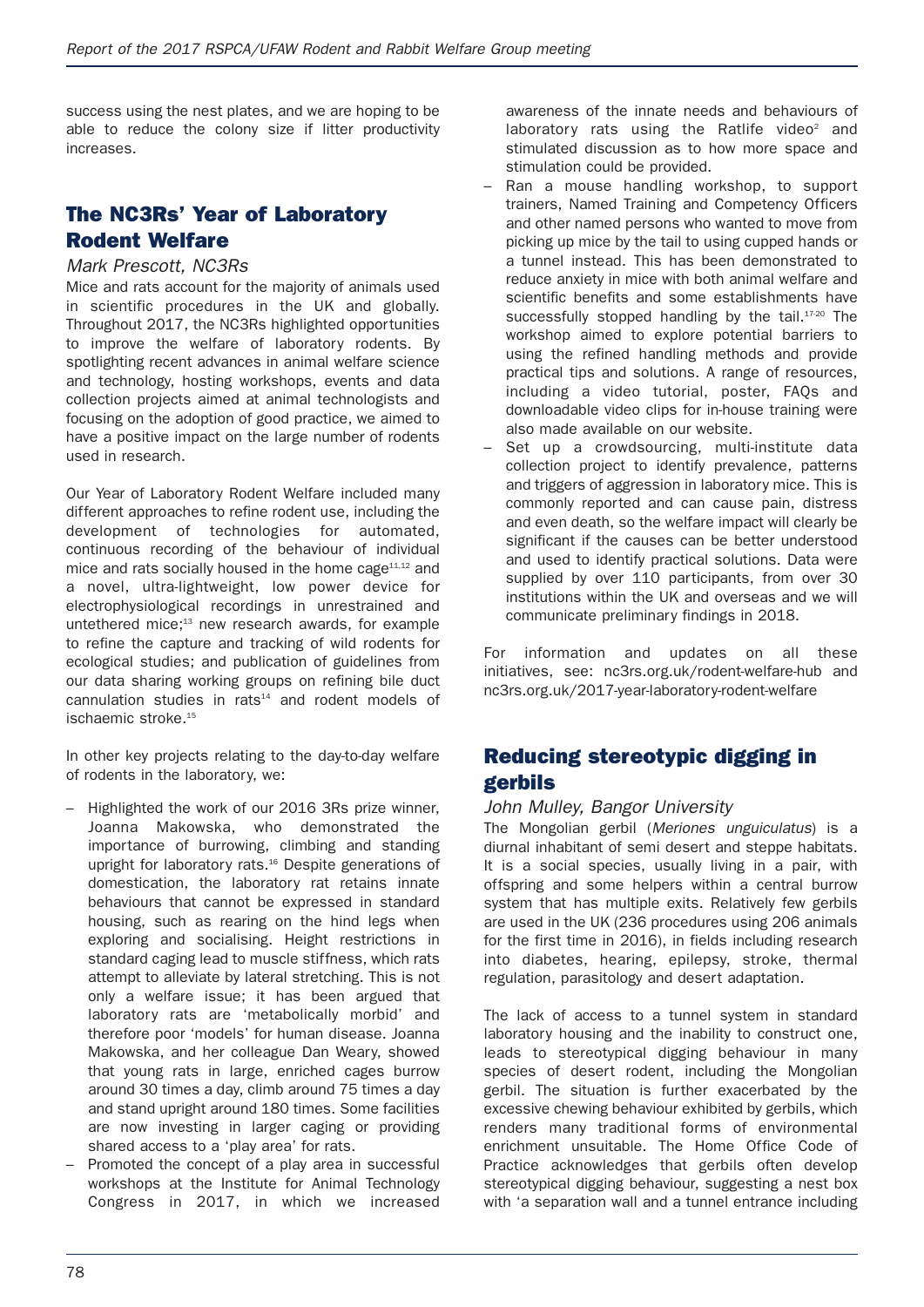success using the nest plates, and we are hoping to be able to reduce the colony size if litter productivity increases.

## The NC3Rs' Year of Laboratory Rodent Welfare

*Mark Prescott, NC3Rs*

Mice and rats account for the majority of animals used in scientific procedures in the UK and globally. Throughout 2017, the NC3Rs highlighted opportunities to improve the welfare of laboratory rodents. By spotlighting recent advances in animal welfare science and technology, hosting workshops, events and data collection projects aimed at animal technologists and focusing on the adoption of good practice, we aimed to have a positive impact on the large number of rodents used in research.

Our Year of Laboratory Rodent Welfare included many different approaches to refine rodent use, including the development of technologies for automated, continuous recording of the behaviour of individual mice and rats socially housed in the home cage[11,12] and a novel, ultra-lightweight, low power device for electrophysiological recordings in unrestrained and untethered mice;[13] new research awards, for example to refine the capture and tracking of wild rodents for ecological studies; and publication of guidelines from our data sharing working groups on refining bile duct cannulation studies in rats[14] and rodent models of ischaemic stroke.[15]

In other key projects relating to the day-to-day welfare of rodents in the laboratory, we:

- Highlighted the work of our 2016 3Rs prize winner, Joanna Makowska, who demonstrated the importance of burrowing, climbing and standing upright for laboratory rats.[16] Despite generations of domestication, the laboratory rat retains innate behaviours that cannot be expressed in standard housing, such as rearing on the hind legs when exploring and socialising. Height restrictions in standard caging lead to muscle stiffness, which rats attempt to alleviate by lateral stretching. This is not only a welfare issue; it has been argued that laboratory rats are 'metabolically morbid' and therefore poor 'models' for human disease. Joanna Makowska, and her colleague Dan Weary, showed that young rats in large, enriched cages burrow around 30 times a day, climb around 75 times a day and stand upright around 180 times. Some facilities are now investing in larger caging or providing shared access to a 'play area' for rats.
- Promoted the concept of a play area in successful workshops at the Institute for Animal Technology Congress in 2017, in which we increased awareness of the innate needs and behaviours of laboratory rats using the Ratlife video[2] and stimulated discussion as to how more space and stimulation could be provided.
- Ran a mouse handling workshop, to support trainers, Named Training and Competency Officers and other named persons who wanted to move from picking up mice by the tail to using cupped hands or a tunnel instead. This has been demonstrated to reduce anxiety in mice with both animal welfare and scientific benefits and some establishments have successfully stopped handling by the tail.[17-20] The workshop aimed to explore potential barriers to using the refined handling methods and provide practical tips and solutions. A range of resources, including a video tutorial, poster, FAQs and downloadable video clips for in-house training were also made available on our website.
- Set up a crowdsourcing, multi-institute data collection project to identify prevalence, patterns and triggers of aggression in laboratory mice. This is commonly reported and can cause pain, distress and even death, so the welfare impact will clearly be significant if the causes can be better understood and used to identify practical solutions. Data were supplied by over 110 participants, from over 30 institutions within the UK and overseas and we will communicate preliminary findings in 2018.

For information and updates on all these initiatives, see: nc3rs.org.uk/rodent-welfare-hub and nc3rs.org.uk/2017-year-laboratory-rodent-welfare

## Reducing stereotypic digging in gerbils

*John Mulley, Bangor University*

The Mongolian gerbil (*Meriones unguiculatus*) is a diurnal inhabitant of semi desert and steppe habitats. It is a social species, usually living in a pair, with offspring and some helpers within a central burrow system that has multiple exits. Relatively few gerbils are used in the UK (236 procedures using 206 animals for the first time in 2016), in fields including research into diabetes, hearing, epilepsy, stroke, thermal regulation, parasitology and desert adaptation.

The lack of access to a tunnel system in standard laboratory housing and the inability to construct one, leads to stereotypical digging behaviour in many species of desert rodent, including the Mongolian gerbil. The situation is further exacerbated by the excessive chewing behaviour exhibited by gerbils, which renders many traditional forms of environmental enrichment unsuitable. The Home Office Code of Practice acknowledges that gerbils often develop stereotypical digging behaviour, suggesting a nest box with 'a separation wall and a tunnel entrance including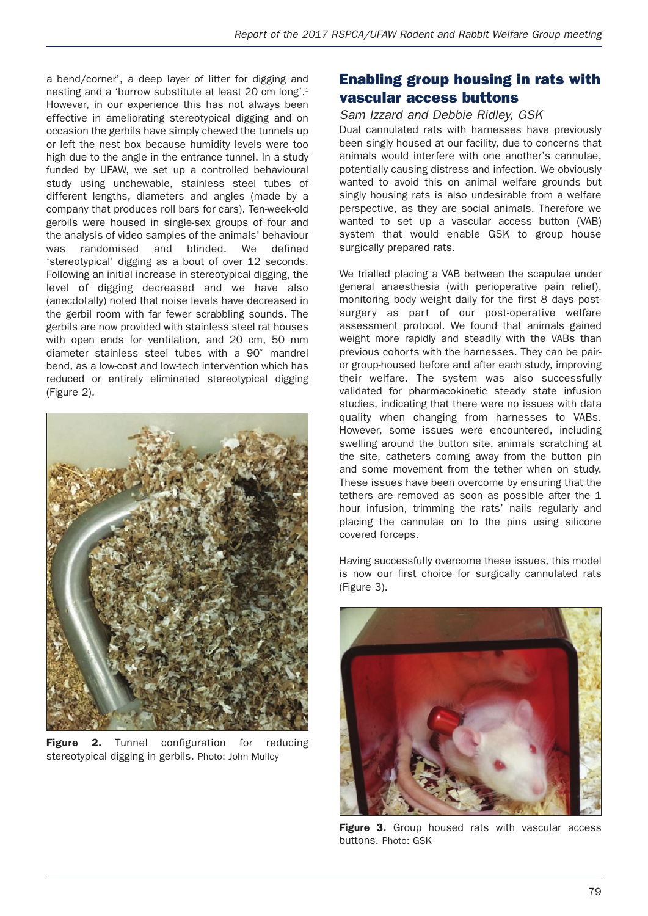a bend/corner', a deep layer of litter for digging and nesting and a 'burrow substitute at least 20 cm long'.[1] However, in our experience this has not always been effective in ameliorating stereotypical digging and on occasion the gerbils have simply chewed the tunnels up or left the nest box because humidity levels were too high due to the angle in the entrance tunnel. In a study funded by UFAW, we set up a controlled behavioural study using unchewable, stainless steel tubes of different lengths, diameters and angles (made by a company that produces roll bars for cars). Ten-week-old gerbils were housed in single-sex groups of four and the analysis of video samples of the animals' behaviour was randomised and blinded. We defined 'stereotypical' digging as a bout of over 12 seconds. Following an initial increase in stereotypical digging, the level of digging decreased and we have also (anecdotally) noted that noise levels have decreased in the gerbil room with far fewer scrabbling sounds. The gerbils are now provided with stainless steel rat houses with open ends for ventilation, and 20 cm, 50 mm diameter stainless steel tubes with a 90° mandrel bend, as a low-cost and low-tech intervention which has reduced or entirely eliminated stereotypical digging (Figure 2).

**Figure 2.** Tunnel configuration for reducing stereotypical digging in gerbils. Photo: John Mulley

## Enabling group housing in rats with vascular access buttons

*Sam Izzard and Debbie Ridley, GSK*

Dual cannulated rats with harnesses have previously been singly housed at our facility, due to concerns that animals would interfere with one another's cannulae, potentially causing distress and infection. We obviously wanted to avoid this on animal welfare grounds but singly housing rats is also undesirable from a welfare perspective, as they are social animals. Therefore we wanted to set up a vascular access button (VAB) system that would enable GSK to group house surgically prepared rats.

We trialled placing a VAB between the scapulae under general anaesthesia (with perioperative pain relief), monitoring body weight daily for the first 8 days post-surgery as part of our post-operative welfare assessment protocol. We found that animals gained weight more rapidly and steadily with the VABs than previous cohorts with the harnesses. They can be pair- or group-housed before and after each study, improving their welfare. The system was also successfully validated for pharmacokinetic steady state infusion studies, indicating that there were no issues with data quality when changing from harnesses to VABs. However, some issues were encountered, including swelling around the button site, animals scratching at the site, catheters coming away from the button pin and some movement from the tether when on study. These issues have been overcome by ensuring that the tethers are removed as soon as possible after the 1 hour infusion, trimming the rats' nails regularly and placing the cannulae on to the pins using silicone covered forceps.

Having successfully overcome these issues, this model is now our first choice for surgically cannulated rats (Figure 3).

**Figure 3.** Group housed rats with vascular access buttons. Photo: GSK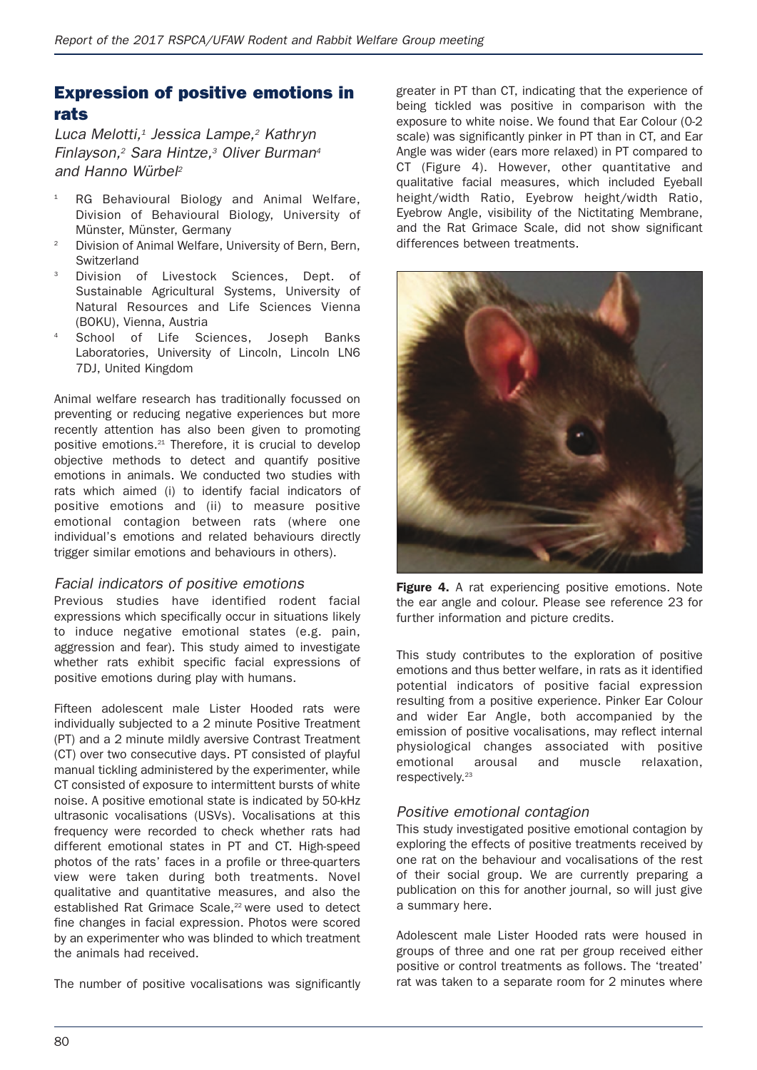## Expression of positive emotions in rats

*Luca Melotti,[1] Jessica Lampe,[2] Kathryn Finlayson,[2] Sara Hintze,[3] Oliver Burman[4] and Hanno Würbel[2]*

1. RG Behavioural Biology and Animal Welfare, Division of Behavioural Biology, University of Münster, Münster, Germany
2. Division of Animal Welfare, University of Bern, Bern, Switzerland
3. Division of Livestock Sciences, Dept. of Sustainable Agricultural Systems, University of Natural Resources and Life Sciences Vienna (BOKU), Vienna, Austria
4. School of Life Sciences, Joseph Banks Laboratories, University of Lincoln, Lincoln LN6 7DJ, United Kingdom

Animal welfare research has traditionally focussed on preventing or reducing negative experiences but more recently attention has also been given to promoting positive emotions.[21] Therefore, it is crucial to develop objective methods to detect and quantify positive emotions in animals. We conducted two studies with rats which aimed (i) to identify facial indicators of positive emotions and (ii) to measure positive emotional contagion between rats (where one individual's emotions and related behaviours directly trigger similar emotions and behaviours in others).

### *Facial indicators of positive emotions*

Previous studies have identified rodent facial expressions which specifically occur in situations likely to induce negative emotional states (e.g. pain, aggression and fear). This study aimed to investigate whether rats exhibit specific facial expressions of positive emotions during play with humans.

Fifteen adolescent male Lister Hooded rats were individually subjected to a 2 minute Positive Treatment (PT) and a 2 minute mildly aversive Contrast Treatment (CT) over two consecutive days. PT consisted of playful manual tickling administered by the experimenter, while CT consisted of exposure to intermittent bursts of white noise. A positive emotional state is indicated by 50-kHz ultrasonic vocalisations (USVs). Vocalisations at this frequency were recorded to check whether rats had different emotional states in PT and CT. High-speed photos of the rats' faces in a profile or three-quarters view were taken during both treatments. Novel qualitative and quantitative measures, and also the established Rat Grimace Scale,[22] were used to detect fine changes in facial expression. Photos were scored by an experimenter who was blinded to which treatment the animals had received.

The number of positive vocalisations was significantly greater in PT than CT, indicating that the experience of being tickled was positive in comparison with the exposure to white noise. We found that Ear Colour (0-2 scale) was significantly pinker in PT than in CT, and Ear Angle was wider (ears more relaxed) in PT compared to CT (Figure 4). However, other quantitative and qualitative facial measures, which included Eyeball height/width Ratio, Eyebrow height/width Ratio, Eyebrow Angle, visibility of the Nictitating Membrane, and the Rat Grimace Scale, did not show significant differences between treatments.

**Figure 4.** A rat experiencing positive emotions. Note the ear angle and colour. Please see reference 23 for further information and picture credits.

This study contributes to the exploration of positive emotions and thus better welfare, in rats as it identified potential indicators of positive facial expression resulting from a positive experience. Pinker Ear Colour and wider Ear Angle, both accompanied by the emission of positive vocalisations, may reflect internal physiological changes associated with positive emotional arousal and muscle relaxation, respectively.[23]

### *Positive emotional contagion*

This study investigated positive emotional contagion by exploring the effects of positive treatments received by one rat on the behaviour and vocalisations of the rest of their social group. We are currently preparing a publication on this for another journal, so will just give a summary here.

Adolescent male Lister Hooded rats were housed in groups of three and one rat per group received either positive or control treatments as follows. The 'treated' rat was taken to a separate room for 2 minutes where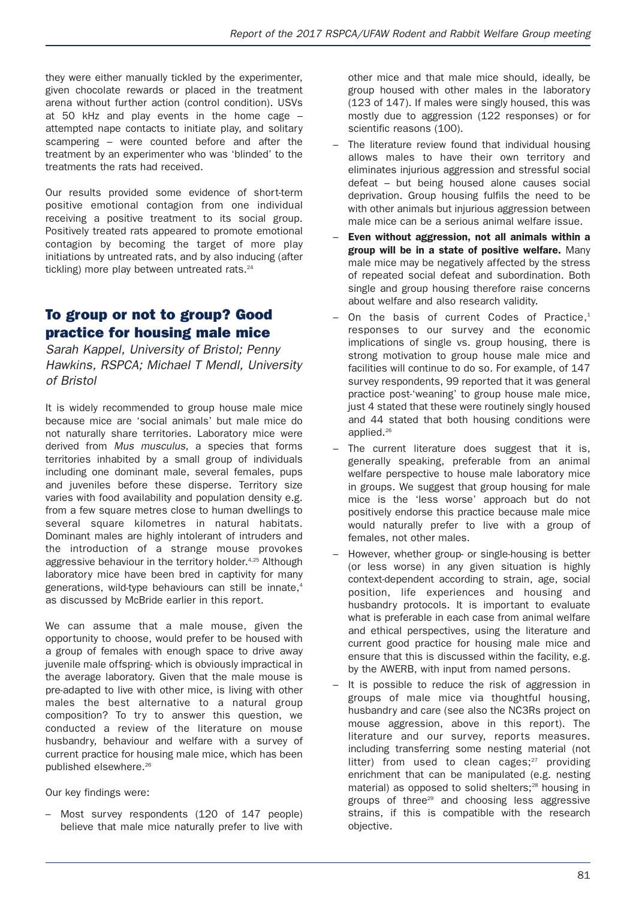they were either manually tickled by the experimenter, given chocolate rewards or placed in the treatment arena without further action (control condition). USVs at 50 kHz and play events in the home cage – attempted nape contacts to initiate play, and solitary scampering – were counted before and after the treatment by an experimenter who was 'blinded' to the treatments the rats had received.

Our results provided some evidence of short-term positive emotional contagion from one individual receiving a positive treatment to its social group. Positively treated rats appeared to promote emotional contagion by becoming the target of more play initiations by untreated rats, and by also inducing (after tickling) more play between untreated rats.[24]

## To group or not to group? Good practice for housing male mice

*Sarah Kappel, University of Bristol; Penny Hawkins, RSPCA; Michael T Mendl, University of Bristol*

It is widely recommended to group house male mice because mice are 'social animals' but male mice do not naturally share territories. Laboratory mice were derived from *Mus musculus*, a species that forms territories inhabited by a small group of individuals including one dominant male, several females, pups and juveniles before these disperse. Territory size varies with food availability and population density e.g. from a few square metres close to human dwellings to several square kilometres in natural habitats. Dominant males are highly intolerant of intruders and the introduction of a strange mouse provokes aggressive behaviour in the territory holder.[4,25] Although laboratory mice have been bred in captivity for many generations, wild-type behaviours can still be innate,[4] as discussed by McBride earlier in this report.

We can assume that a male mouse, given the opportunity to choose, would prefer to be housed with a group of females with enough space to drive away juvenile male offspring- which is obviously impractical in the average laboratory. Given that the male mouse is pre-adapted to live with other mice, is living with other males the best alternative to a natural group composition? To try to answer this question, we conducted a review of the literature on mouse husbandry, behaviour and welfare with a survey of current practice for housing male mice, which has been published elsewhere.[26]

Our key findings were:

- Most survey respondents (120 of 147 people) believe that male mice naturally prefer to live with other mice and that male mice should, ideally, be group housed with other males in the laboratory (123 of 147). If males were singly housed, this was mostly due to aggression (122 responses) or for scientific reasons (100).
- The literature review found that individual housing allows males to have their own territory and eliminates injurious aggression and stressful social defeat – but being housed alone causes social deprivation. Group housing fulfils the need to be with other animals but injurious aggression between male mice can be a serious animal welfare issue.
- **Even without aggression, not all animals within a group will be in a state of positive welfare.** Many male mice may be negatively affected by the stress of repeated social defeat and subordination. Both single and group housing therefore raise concerns about welfare and also research validity.
- On the basis of current Codes of Practice,[1] responses to our survey and the economic implications of single vs. group housing, there is strong motivation to group house male mice and facilities will continue to do so. For example, of 147 survey respondents, 99 reported that it was general practice post-'weaning' to group house male mice, just 4 stated that these were routinely singly housed and 44 stated that both housing conditions were applied.[26]
- The current literature does suggest that it is, generally speaking, preferable from an animal welfare perspective to house male laboratory mice in groups. We suggest that group housing for male mice is the 'less worse' approach but do not positively endorse this practice because male mice would naturally prefer to live with a group of females, not other males.
- However, whether group- or single-housing is better (or less worse) in any given situation is highly context-dependent according to strain, age, social position, life experiences and housing and husbandry protocols. It is important to evaluate what is preferable in each case from animal welfare and ethical perspectives, using the literature and current good practice for housing male mice and ensure that this is discussed within the facility, e.g. by the AWERB, with input from named persons.
- It is possible to reduce the risk of aggression in groups of male mice via thoughtful housing, husbandry and care (see also the NC3Rs project on mouse aggression, above in this report). The literature and our survey, reports measures. including transferring some nesting material (not litter) from used to clean cages;[27] providing enrichment that can be manipulated (e.g. nesting material) as opposed to solid shelters;[28] housing in groups of three[29] and choosing less aggressive strains, if this is compatible with the research objective.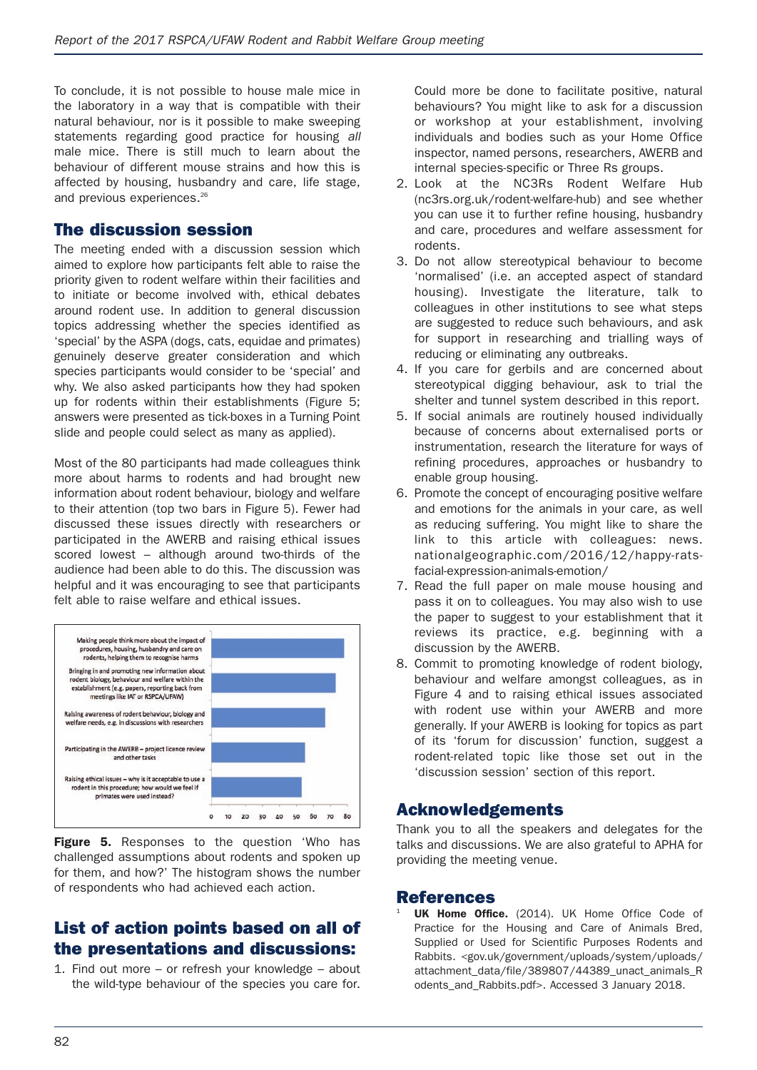To conclude, it is not possible to house male mice in the laboratory in a way that is compatible with their natural behaviour, nor is it possible to make sweeping statements regarding good practice for housing *all* male mice. There is still much to learn about the behaviour of different mouse strains and how this is affected by housing, husbandry and care, life stage, and previous experiences.[26]

## The discussion session

The meeting ended with a discussion session which aimed to explore how participants felt able to raise the priority given to rodent welfare within their facilities and to initiate or become involved with, ethical debates around rodent use. In addition to general discussion topics addressing whether the species identified as 'special' by the ASPA (dogs, cats, equidae and primates) genuinely deserve greater consideration and which species participants would consider to be 'special' and why. We also asked participants how they had spoken up for rodents within their establishments (Figure 5; answers were presented as tick-boxes in a Turning Point slide and people could select as many as applied).

Most of the 80 participants had made colleagues think more about harms to rodents and had brought new information about rodent behaviour, biology and welfare to their attention (top two bars in Figure 5). Fewer had discussed these issues directly with researchers or participated in the AWERB and raising ethical issues scored lowest – although around two-thirds of the audience had been able to do this. The discussion was helpful and it was encouraging to see that participants felt able to raise welfare and ethical issues.

**Figure 5.** Responses to the question 'Who has challenged assumptions about rodents and spoken up for them, and how?' The histogram shows the number of respondents who had achieved each action.

## List of action points based on all of the presentations and discussions:

1. Find out more – or refresh your knowledge – about the wild-type behaviour of the species you care for. Could more be done to facilitate positive, natural behaviours? You might like to ask for a discussion or workshop at your establishment, involving individuals and bodies such as your Home Office inspector, named persons, researchers, AWERB and internal species-specific or Three Rs groups.
2. Look at the NC3Rs Rodent Welfare Hub (nc3rs.org.uk/rodent-welfare-hub) and see whether you can use it to further refine housing, husbandry and care, procedures and welfare assessment for rodents.
3. Do not allow stereotypical behaviour to become 'normalised' (i.e. an accepted aspect of standard housing). Investigate the literature, talk to colleagues in other institutions to see what steps are suggested to reduce such behaviours, and ask for support in researching and trialling ways of reducing or eliminating any outbreaks.
4. If you care for gerbils and are concerned about stereotypical digging behaviour, ask to trial the shelter and tunnel system described in this report.
5. If social animals are routinely housed individually because of concerns about externalised ports or instrumentation, research the literature for ways of refining procedures, approaches or husbandry to enable group housing.
6. Promote the concept of encouraging positive welfare and emotions for the animals in your care, as well as reducing suffering. You might like to share the link to this article with colleagues: news.nationalgeographic.com/2016/12/happy-rats-facial-expression-animals-emotion/
7. Read the full paper on male mouse housing and pass it on to colleagues. You may also wish to use the paper to suggest to your establishment that it reviews its practice, e.g. beginning with a discussion by the AWERB.
8. Commit to promoting knowledge of rodent biology, behaviour and welfare amongst colleagues, as in Figure 4 and to raising ethical issues associated with rodent use within your AWERB and more generally. If your AWERB is looking for topics as part of its 'forum for discussion' function, suggest a rodent-related topic like those set out in the 'discussion session' section of this report.

## Acknowledgements

Thank you to all the speakers and delegates for the talks and discussions. We are also grateful to APHA for providing the meeting venue.

## References

[1] **UK Home Office.** (2014). UK Home Office Code of Practice for the Housing and Care of Animals Bred, Supplied or Used for Scientific Purposes Rodents and Rabbits. <gov.uk/government/uploads/system/uploads/attachment_data/file/389807/44389_unact_animals_Rodents_and_Rabbits.pdf>. Accessed 3 January 2018.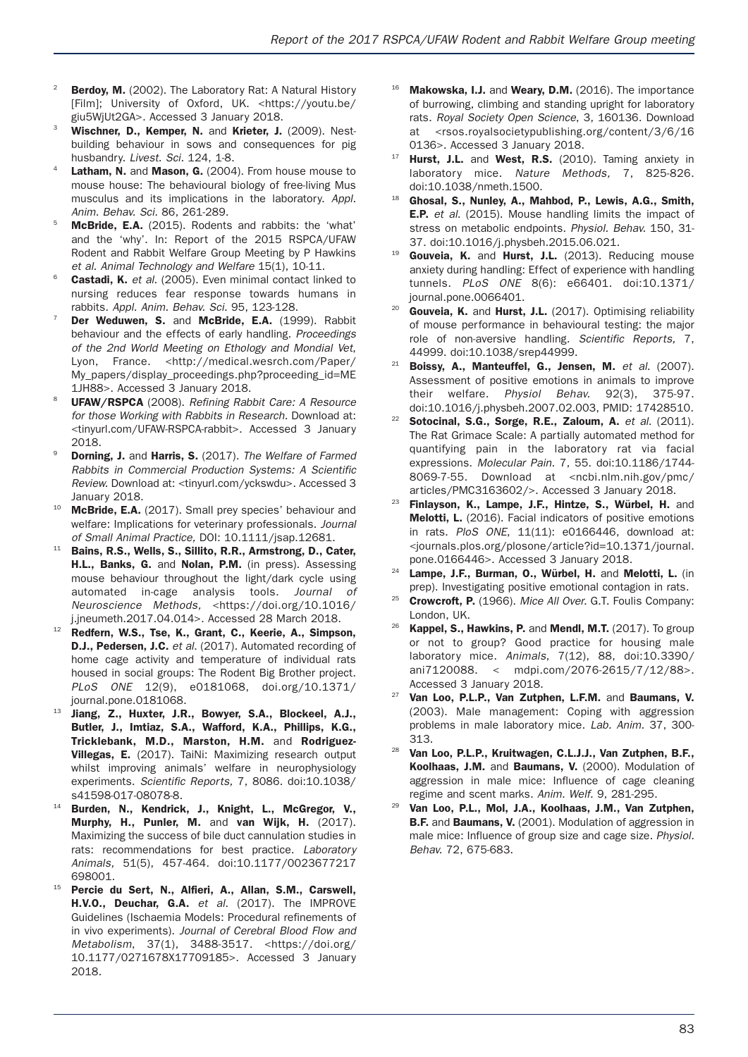2. **Berdoy, M.** (2002). The Laboratory Rat: A Natural History [Film]; University of Oxford, UK. <https://youtu.be/giu5WjUt2GA>. Accessed 3 January 2018.
3. **Wischner, D., Kemper, N.** and **Krieter, J.** (2009). Nest-building behaviour in sows and consequences for pig husbandry. *Livest. Sci.* 124, 1-8.
4. **Latham, N.** and **Mason, G.** (2004). From house mouse to mouse house: The behavioural biology of free-living Mus musculus and its implications in the laboratory. *Appl. Anim. Behav. Sci.* 86, 261-289.
5. **McBride, E.A.** (2015). Rodents and rabbits: the 'what' and the 'why'. In: Report of the 2015 RSPCA/UFAW Rodent and Rabbit Welfare Group Meeting by P Hawkins *et al. Animal Technology and Welfare* 15(1), 10-11.
6. **Castadi, K.** *et al.* (2005). Even minimal contact linked to nursing reduces fear response towards humans in rabbits. *Appl. Anim. Behav. Sci.* 95, 123-128.
7. **Der Weduwen, S.** and **McBride, E.A.** (1999). Rabbit behaviour and the effects of early handling. *Proceedings of the 2nd World Meeting on Ethology and Mondial Vet*, Lyon, France. <http://medical.wesrch.com/Paper/My_papers/display_proceedings.php?proceeding_id=ME1JH88>. Accessed 3 January 2018.
8. **UFAW/RSPCA** (2008). *Refining Rabbit Care: A Resource for those Working with Rabbits in Research.* Download at: <tinyurl.com/UFAW-RSPCA-rabbit>. Accessed 3 January 2018.
9. **Dorning, J.** and **Harris, S.** (2017). *The Welfare of Farmed Rabbits in Commercial Production Systems: A Scientific Review.* Download at: <tinyurl.com/yckswdu>. Accessed 3 January 2018.
10. **McBride, E.A.** (2017). Small prey species' behaviour and welfare: Implications for veterinary professionals. *Journal of Small Animal Practice,* DOI: 10.1111/jsap.12681.
11. **Bains, R.S., Wells, S., Sillito, R.R., Armstrong, D., Cater, H.L., Banks, G.** and **Nolan, P.M.** (in press). Assessing mouse behaviour throughout the light/dark cycle using automated in-cage analysis tools. *Journal of Neuroscience Methods,* <https://doi.org/10.1016/j.jneumeth.2017.04.014>. Accessed 28 March 2018.
12. **Redfern, W.S., Tse, K., Grant, C., Keerie, A., Simpson, D.J., Pedersen, J.C.** *et al.* (2017). Automated recording of home cage activity and temperature of individual rats housed in social groups: The Rodent Big Brother project. *PLoS ONE* 12(9), e0181068, doi.org/10.1371/journal.pone.0181068.
13. **Jiang, Z., Huxter, J.R., Bowyer, S.A., Blockeel, A.J., Butler, J., Imtiaz, S.A., Wafford, K.A., Phillips, K.G., Tricklebank, M.D., Marston, H.M.** and **Rodriguez-Villegas, E.** (2017). TaiNi: Maximizing research output whilst improving animals' welfare in neurophysiology experiments. *Scientific Reports,* 7, 8086. doi:10.1038/s41598-017-08078-8.
14. **Burden, N., Kendrick, J., Knight, L., McGregor, V., Murphy, H., Punler, M.** and **van Wijk, H.** (2017). Maximizing the success of bile duct cannulation studies in rats: recommendations for best practice. *Laboratory Animals,* 51(5), 457-464. doi:10.1177/0023677217698001.
15. **Percie du Sert, N., Alfieri, A., Allan, S.M., Carswell, H.V.O., Deuchar, G.A.** *et al.* (2017). The IMPROVE Guidelines (Ischaemia Models: Procedural refinements of in vivo experiments). *Journal of Cerebral Blood Flow and Metabolism*, 37(1), 3488-3517. <https://doi.org/10.1177/0271678X17709185>. Accessed 3 January 2018.
16. **Makowska, I.J.** and **Weary, D.M.** (2016). The importance of burrowing, climbing and standing upright for laboratory rats. *Royal Society Open Science*, 3, 160136. Download at <rsos.royalsocietypublishing.org/content/3/6/160136>. Accessed 3 January 2018.
17. **Hurst, J.L.** and **West, R.S.** (2010). Taming anxiety in laboratory mice. *Nature Methods,* 7, 825-826. doi:10.1038/nmeth.1500.
18. **Ghosal, S., Nunley, A., Mahbod, P., Lewis, A.G., Smith, E.P.** *et al.* (2015). Mouse handling limits the impact of stress on metabolic endpoints. *Physiol. Behav.* 150, 31-37. doi:10.1016/j.physbeh.2015.06.021.
19. **Gouveia, K.** and **Hurst, J.L.** (2013). Reducing mouse anxiety during handling: Effect of experience with handling tunnels. *PLoS ONE* 8(6): e66401. doi:10.1371/journal.pone.0066401.
20. **Gouveia, K.** and **Hurst, J.L.** (2017). Optimising reliability of mouse performance in behavioural testing: the major role of non-aversive handling. *Scientific Reports,* 7, 44999. doi:10.1038/srep44999.
21. **Boissy, A., Manteuffel, G., Jensen, M.** *et al.* (2007). Assessment of positive emotions in animals to improve their welfare. *Physiol Behav.* 92(3), 375-97. doi:10.1016/j.physbeh.2007.02.003, PMID: 17428510.
22. **Sotocinal, S.G., Sorge, R.E., Zaloum, A.** *et al.* (2011). The Rat Grimace Scale: A partially automated method for quantifying pain in the laboratory rat via facial expressions. *Molecular Pain.* 7, 55. doi:10.1186/1744-8069-7-55. Download at <ncbi.nlm.nih.gov/pmc/articles/PMC3163602/>. Accessed 3 January 2018.
23. **Finlayson, K., Lampe, J.F., Hintze, S., Würbel, H.** and **Melotti, L.** (2016). Facial indicators of positive emotions in rats. *PloS ONE*, 11(11): e0166446, download at: <journals.plos.org/plosone/article?id=10.1371/journal.pone.0166446>. Accessed 3 January 2018.
24. **Lampe, J.F., Burman, O., Würbel, H.** and **Melotti, L.** (in prep). Investigating positive emotional contagion in rats.
25. **Crowcroft, P.** (1966). *Mice All Over.* G.T. Foulis Company: London, UK.
26. **Kappel, S., Hawkins, P.** and **Mendl, M.T.** (2017). To group or not to group? Good practice for housing male laboratory mice. *Animals*, 7(12), 88, doi:10.3390/ani7120088. < mdpi.com/2076-2615/7/12/88>. Accessed 3 January 2018.
27. **Van Loo, P.L.P., Van Zutphen, L.F.M.** and **Baumans, V.** (2003). Male management: Coping with aggression problems in male laboratory mice. *Lab. Anim.* 37, 300-313.
28. **Van Loo, P.L.P., Kruitwagen, C.L.J.J., Van Zutphen, B.F., Koolhaas, J.M.** and **Baumans, V.** (2000). Modulation of aggression in male mice: Influence of cage cleaning regime and scent marks. *Anim. Welf.* 9, 281-295.
29. **Van Loo, P.L., Mol, J.A., Koolhaas, J.M., Van Zutphen, B.F.** and **Baumans, V.** (2001). Modulation of aggression in male mice: Influence of group size and cage size. *Physiol. Behav.* 72, 675-683.